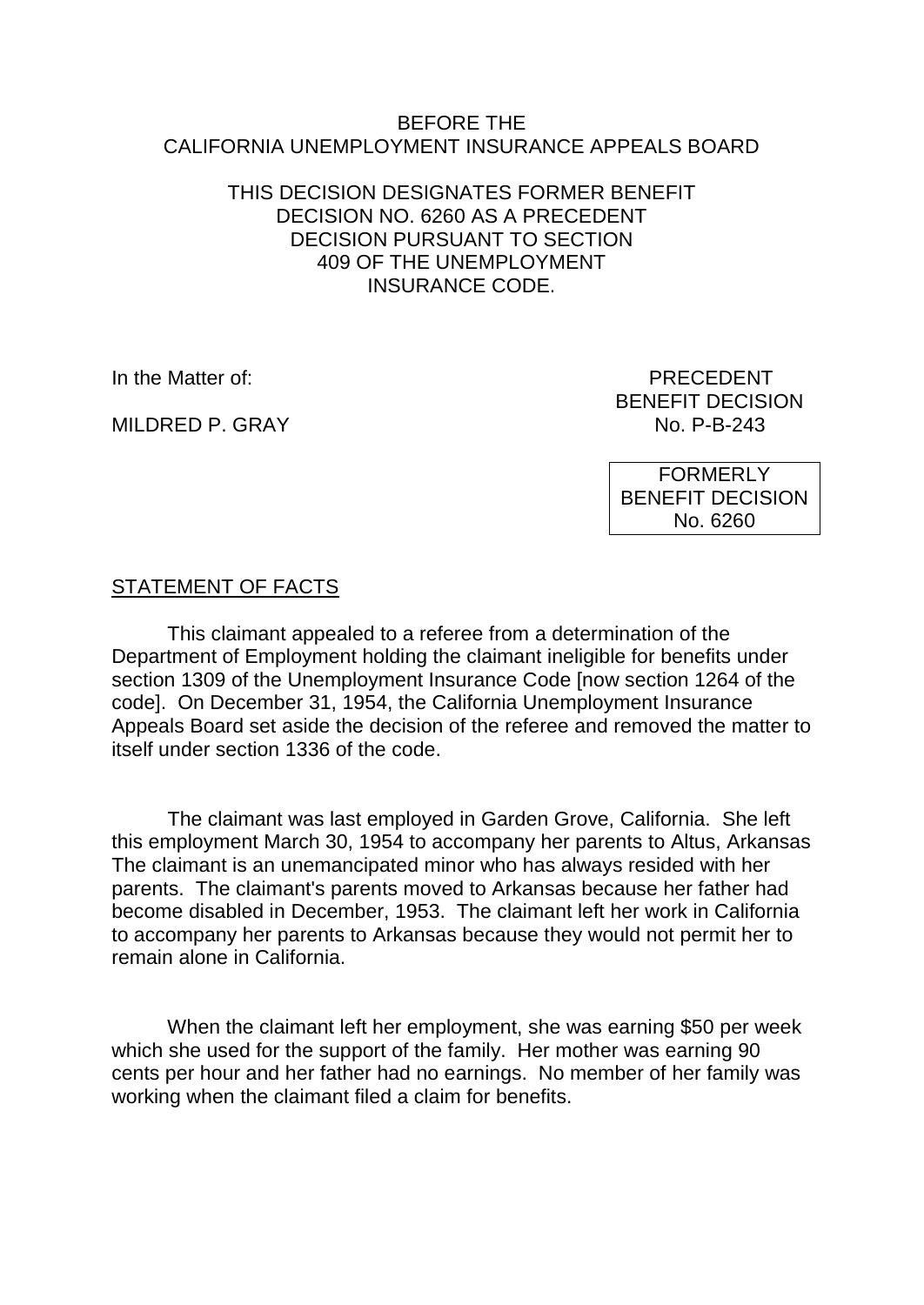BEFORE THE
CALIFORNIA UNEMPLOYMENT INSURANCE APPEALS BOARD

THIS DECISION DESIGNATES FORMER BENEFIT DECISION NO. 6260 AS A PRECEDENT DECISION PURSUANT TO SECTION 409 OF THE UNEMPLOYMENT INSURANCE CODE.

In the Matter of:

MILDRED P. GRAY

PRECEDENT
BENEFIT DECISION
No. P-B-243

FORMERLY
BENEFIT DECISION
No. 6260

STATEMENT OF FACTS

This claimant appealed to a referee from a determination of the Department of Employment holding the claimant ineligible for benefits under section 1309 of the Unemployment Insurance Code [now section 1264 of the code]. On December 31, 1954, the California Unemployment Insurance Appeals Board set aside the decision of the referee and removed the matter to itself under section 1336 of the code.

The claimant was last employed in Garden Grove, California. She left this employment March 30, 1954 to accompany her parents to Altus, Arkansas The claimant is an unemancipated minor who has always resided with her parents. The claimant's parents moved to Arkansas because her father had become disabled in December, 1953. The claimant left her work in California to accompany her parents to Arkansas because they would not permit her to remain alone in California.

When the claimant left her employment, she was earning $50 per week which she used for the support of the family. Her mother was earning 90 cents per hour and her father had no earnings. No member of her family was working when the claimant filed a claim for benefits.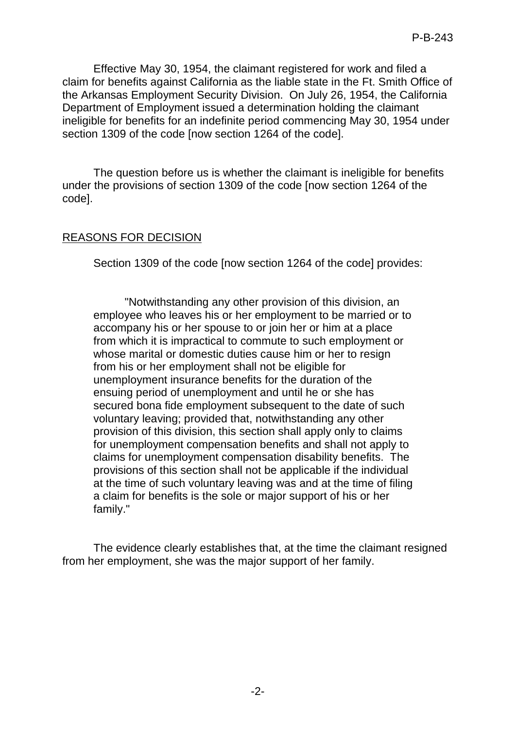Effective May 30, 1954, the claimant registered for work and filed a claim for benefits against California as the liable state in the Ft. Smith Office of the Arkansas Employment Security Division. On July 26, 1954, the California Department of Employment issued a determination holding the claimant ineligible for benefits for an indefinite period commencing May 30, 1954 under section 1309 of the code [now section 1264 of the code].

The question before us is whether the claimant is ineligible for benefits under the provisions of section 1309 of the code [now section 1264 of the code].

## REASONS FOR DECISION

Section 1309 of the code [now section 1264 of the code] provides:

> "Notwithstanding any other provision of this division, an employee who leaves his or her employment to be married or to accompany his or her spouse to or join her or him at a place from which it is impractical to commute to such employment or whose marital or domestic duties cause him or her to resign from his or her employment shall not be eligible for unemployment insurance benefits for the duration of the ensuing period of unemployment and until he or she has secured bona fide employment subsequent to the date of such voluntary leaving; provided that, notwithstanding any other provision of this division, this section shall apply only to claims for unemployment compensation benefits and shall not apply to claims for unemployment compensation disability benefits. The provisions of this section shall not be applicable if the individual at the time of such voluntary leaving was and at the time of filing a claim for benefits is the sole or major support of his or her family."

The evidence clearly establishes that, at the time the claimant resigned from her employment, she was the major support of her family.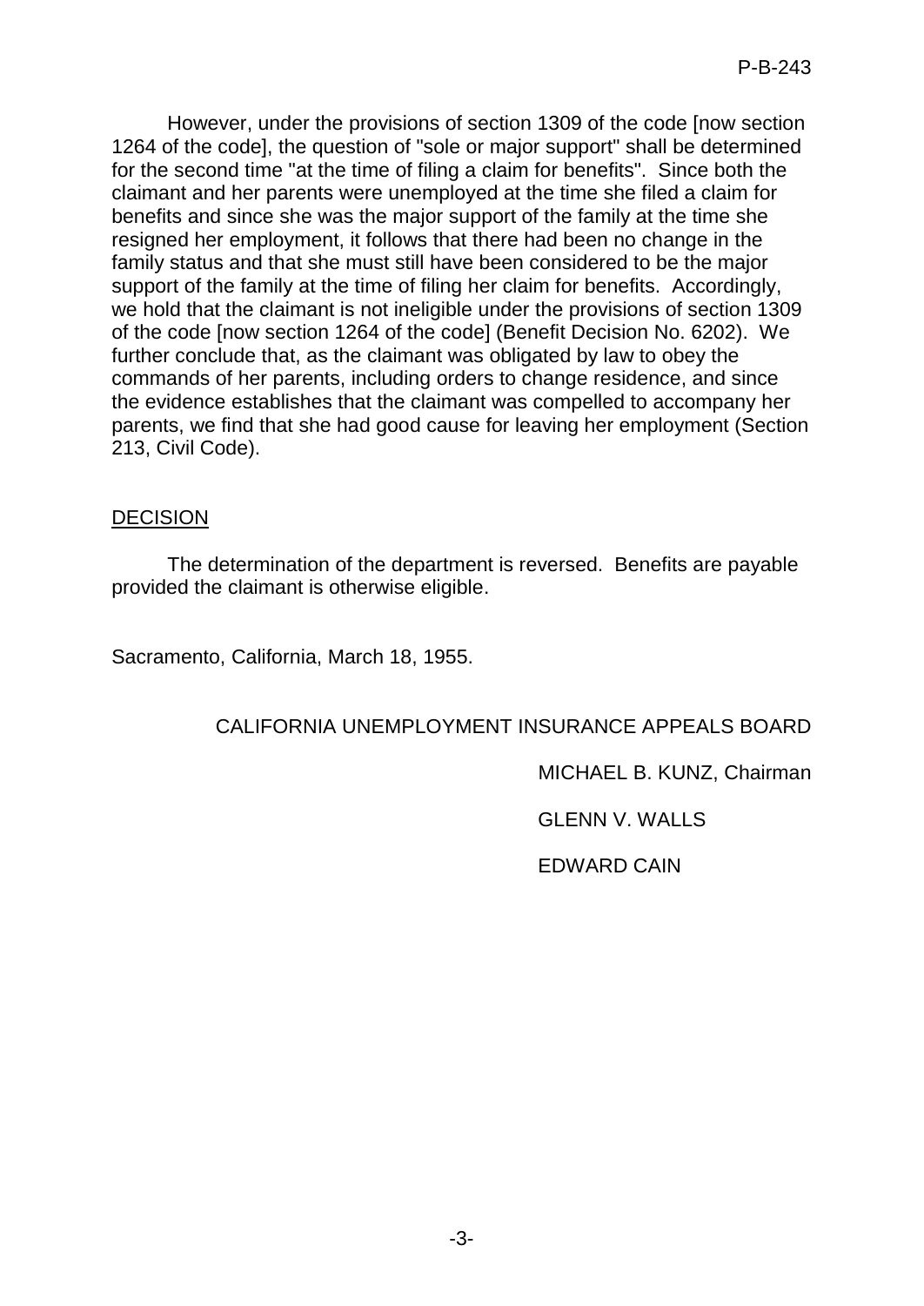However, under the provisions of section 1309 of the code [now section 1264 of the code], the question of "sole or major support" shall be determined for the second time "at the time of filing a claim for benefits". Since both the claimant and her parents were unemployed at the time she filed a claim for benefits and since she was the major support of the family at the time she resigned her employment, it follows that there had been no change in the family status and that she must still have been considered to be the major support of the family at the time of filing her claim for benefits. Accordingly, we hold that the claimant is not ineligible under the provisions of section 1309 of the code [now section 1264 of the code] (Benefit Decision No. 6202). We further conclude that, as the claimant was obligated by law to obey the commands of her parents, including orders to change residence, and since the evidence establishes that the claimant was compelled to accompany her parents, we find that she had good cause for leaving her employment (Section 213, Civil Code).

## DECISION

The determination of the department is reversed. Benefits are payable provided the claimant is otherwise eligible.

Sacramento, California, March 18, 1955.

CALIFORNIA UNEMPLOYMENT INSURANCE APPEALS BOARD

MICHAEL B. KUNZ, Chairman

GLENN V. WALLS

EDWARD CAIN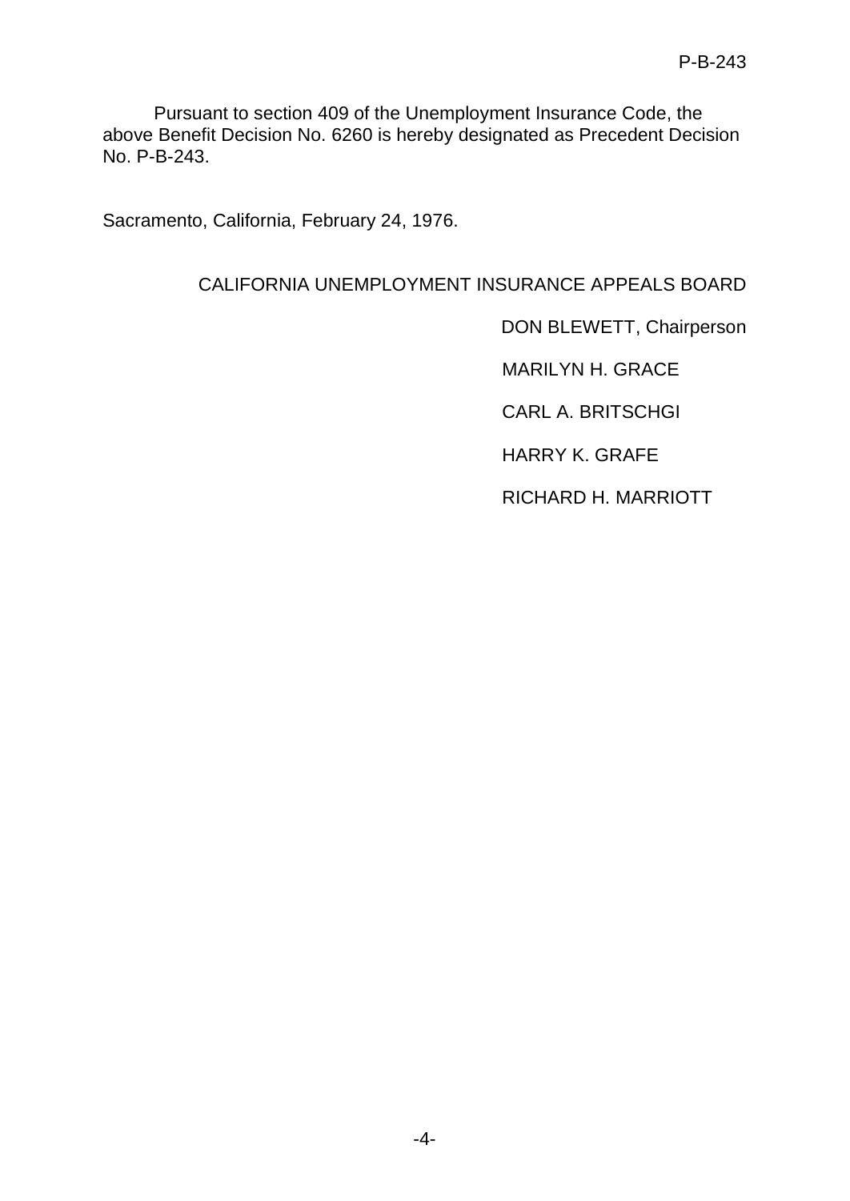Pursuant to section 409 of the Unemployment Insurance Code, the above Benefit Decision No. 6260 is hereby designated as Precedent Decision No. P-B-243.

Sacramento, California, February 24, 1976.

CALIFORNIA UNEMPLOYMENT INSURANCE APPEALS BOARD

DON BLEWETT, Chairperson

MARILYN H. GRACE

CARL A. BRITSCHGI

HARRY K. GRAFE

RICHARD H. MARRIOTT